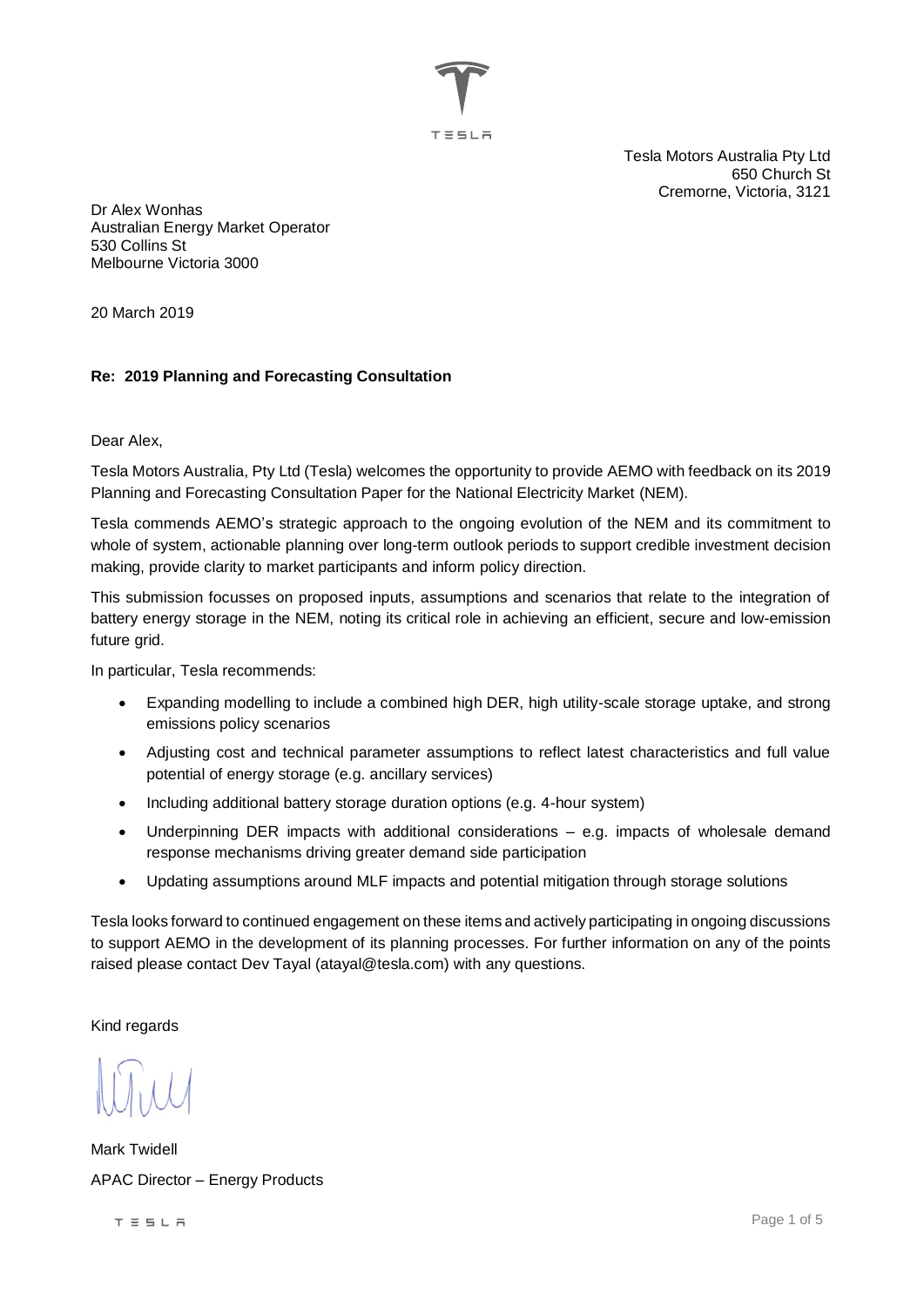Tesla Motors Australia Pty Ltd
650 Church St
Cremorne, Victoria, 3121

Dr Alex Wonhas
Australian Energy Market Operator
530 Collins St
Melbourne Victoria 3000

20 March 2019

**Re: 2019 Planning and Forecasting Consultation**

Dear Alex,

Tesla Motors Australia, Pty Ltd (Tesla) welcomes the opportunity to provide AEMO with feedback on its 2019 Planning and Forecasting Consultation Paper for the National Electricity Market (NEM).

Tesla commends AEMO's strategic approach to the ongoing evolution of the NEM and its commitment to whole of system, actionable planning over long-term outlook periods to support credible investment decision making, provide clarity to market participants and inform policy direction.

This submission focusses on proposed inputs, assumptions and scenarios that relate to the integration of battery energy storage in the NEM, noting its critical role in achieving an efficient, secure and low-emission future grid.

In particular, Tesla recommends:

- Expanding modelling to include a combined high DER, high utility-scale storage uptake, and strong emissions policy scenarios
- Adjusting cost and technical parameter assumptions to reflect latest characteristics and full value potential of energy storage (e.g. ancillary services)
- Including additional battery storage duration options (e.g. 4-hour system)
- Underpinning DER impacts with additional considerations – e.g. impacts of wholesale demand response mechanisms driving greater demand side participation
- Updating assumptions around MLF impacts and potential mitigation through storage solutions

Tesla looks forward to continued engagement on these items and actively participating in ongoing discussions to support AEMO in the development of its planning processes. For further information on any of the points raised please contact Dev Tayal (atayal@tesla.com) with any questions.

Kind regards

Mark Twidell
APAC Director – Energy Products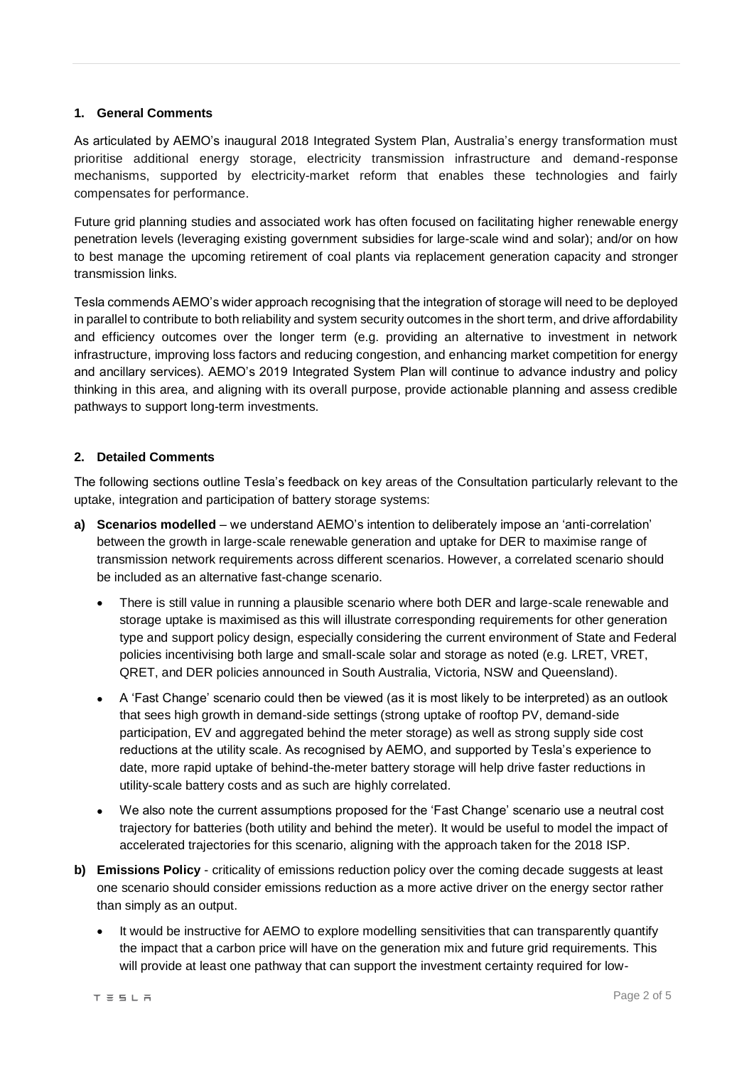**1. General Comments**

As articulated by AEMO's inaugural 2018 Integrated System Plan, Australia's energy transformation must prioritise additional energy storage, electricity transmission infrastructure and demand-response mechanisms, supported by electricity-market reform that enables these technologies and fairly compensates for performance.

Future grid planning studies and associated work has often focused on facilitating higher renewable energy penetration levels (leveraging existing government subsidies for large-scale wind and solar); and/or on how to best manage the upcoming retirement of coal plants via replacement generation capacity and stronger transmission links.

Tesla commends AEMO's wider approach recognising that the integration of storage will need to be deployed in parallel to contribute to both reliability and system security outcomes in the short term, and drive affordability and efficiency outcomes over the longer term (e.g. providing an alternative to investment in network infrastructure, improving loss factors and reducing congestion, and enhancing market competition for energy and ancillary services). AEMO's 2019 Integrated System Plan will continue to advance industry and policy thinking in this area, and aligning with its overall purpose, provide actionable planning and assess credible pathways to support long-term investments.

**2. Detailed Comments**

The following sections outline Tesla's feedback on key areas of the Consultation particularly relevant to the uptake, integration and participation of battery storage systems:

**a) Scenarios modelled** – we understand AEMO's intention to deliberately impose an 'anti-correlation' between the growth in large-scale renewable generation and uptake for DER to maximise range of transmission network requirements across different scenarios. However, a correlated scenario should be included as an alternative fast-change scenario.

- There is still value in running a plausible scenario where both DER and large-scale renewable and storage uptake is maximised as this will illustrate corresponding requirements for other generation type and support policy design, especially considering the current environment of State and Federal policies incentivising both large and small-scale solar and storage as noted (e.g. LRET, VRET, QRET, and DER policies announced in South Australia, Victoria, NSW and Queensland).
- A 'Fast Change' scenario could then be viewed (as it is most likely to be interpreted) as an outlook that sees high growth in demand-side settings (strong uptake of rooftop PV, demand-side participation, EV and aggregated behind the meter storage) as well as strong supply side cost reductions at the utility scale. As recognised by AEMO, and supported by Tesla's experience to date, more rapid uptake of behind-the-meter battery storage will help drive faster reductions in utility-scale battery costs and as such are highly correlated.
- We also note the current assumptions proposed for the 'Fast Change' scenario use a neutral cost trajectory for batteries (both utility and behind the meter). It would be useful to model the impact of accelerated trajectories for this scenario, aligning with the approach taken for the 2018 ISP.

**b) Emissions Policy** - criticality of emissions reduction policy over the coming decade suggests at least one scenario should consider emissions reduction as a more active driver on the energy sector rather than simply as an output.

- It would be instructive for AEMO to explore modelling sensitivities that can transparently quantify the impact that a carbon price will have on the generation mix and future grid requirements. This will provide at least one pathway that can support the investment certainty required for low-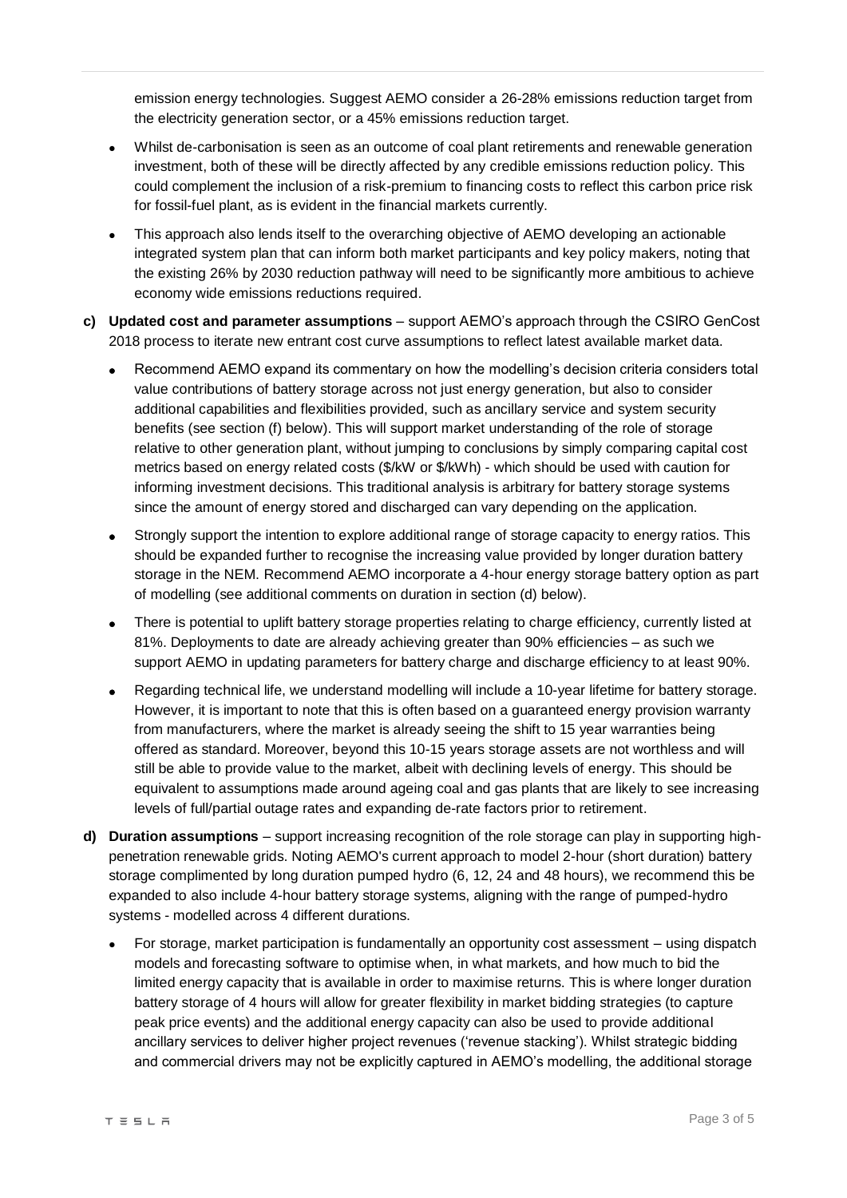emission energy technologies. Suggest AEMO consider a 26-28% emissions reduction target from the electricity generation sector, or a 45% emissions reduction target.

- Whilst de-carbonisation is seen as an outcome of coal plant retirements and renewable generation investment, both of these will be directly affected by any credible emissions reduction policy. This could complement the inclusion of a risk-premium to financing costs to reflect this carbon price risk for fossil-fuel plant, as is evident in the financial markets currently.
- This approach also lends itself to the overarching objective of AEMO developing an actionable integrated system plan that can inform both market participants and key policy makers, noting that the existing 26% by 2030 reduction pathway will need to be significantly more ambitious to achieve economy wide emissions reductions required.

**c) Updated cost and parameter assumptions** – support AEMO's approach through the CSIRO GenCost 2018 process to iterate new entrant cost curve assumptions to reflect latest available market data.

- Recommend AEMO expand its commentary on how the modelling's decision criteria considers total value contributions of battery storage across not just energy generation, but also to consider additional capabilities and flexibilities provided, such as ancillary service and system security benefits (see section (f) below). This will support market understanding of the role of storage relative to other generation plant, without jumping to conclusions by simply comparing capital cost metrics based on energy related costs ($/kW or $/kWh) - which should be used with caution for informing investment decisions. This traditional analysis is arbitrary for battery storage systems since the amount of energy stored and discharged can vary depending on the application.
- Strongly support the intention to explore additional range of storage capacity to energy ratios. This should be expanded further to recognise the increasing value provided by longer duration battery storage in the NEM. Recommend AEMO incorporate a 4-hour energy storage battery option as part of modelling (see additional comments on duration in section (d) below).
- There is potential to uplift battery storage properties relating to charge efficiency, currently listed at 81%. Deployments to date are already achieving greater than 90% efficiencies – as such we support AEMO in updating parameters for battery charge and discharge efficiency to at least 90%.
- Regarding technical life, we understand modelling will include a 10-year lifetime for battery storage. However, it is important to note that this is often based on a guaranteed energy provision warranty from manufacturers, where the market is already seeing the shift to 15 year warranties being offered as standard. Moreover, beyond this 10-15 years storage assets are not worthless and will still be able to provide value to the market, albeit with declining levels of energy. This should be equivalent to assumptions made around ageing coal and gas plants that are likely to see increasing levels of full/partial outage rates and expanding de-rate factors prior to retirement.

**d) Duration assumptions** – support increasing recognition of the role storage can play in supporting high-penetration renewable grids. Noting AEMO's current approach to model 2-hour (short duration) battery storage complimented by long duration pumped hydro (6, 12, 24 and 48 hours), we recommend this be expanded to also include 4-hour battery storage systems, aligning with the range of pumped-hydro systems - modelled across 4 different durations.

- For storage, market participation is fundamentally an opportunity cost assessment – using dispatch models and forecasting software to optimise when, in what markets, and how much to bid the limited energy capacity that is available in order to maximise returns. This is where longer duration battery storage of 4 hours will allow for greater flexibility in market bidding strategies (to capture peak price events) and the additional energy capacity can also be used to provide additional ancillary services to deliver higher project revenues ('revenue stacking'). Whilst strategic bidding and commercial drivers may not be explicitly captured in AEMO's modelling, the additional storage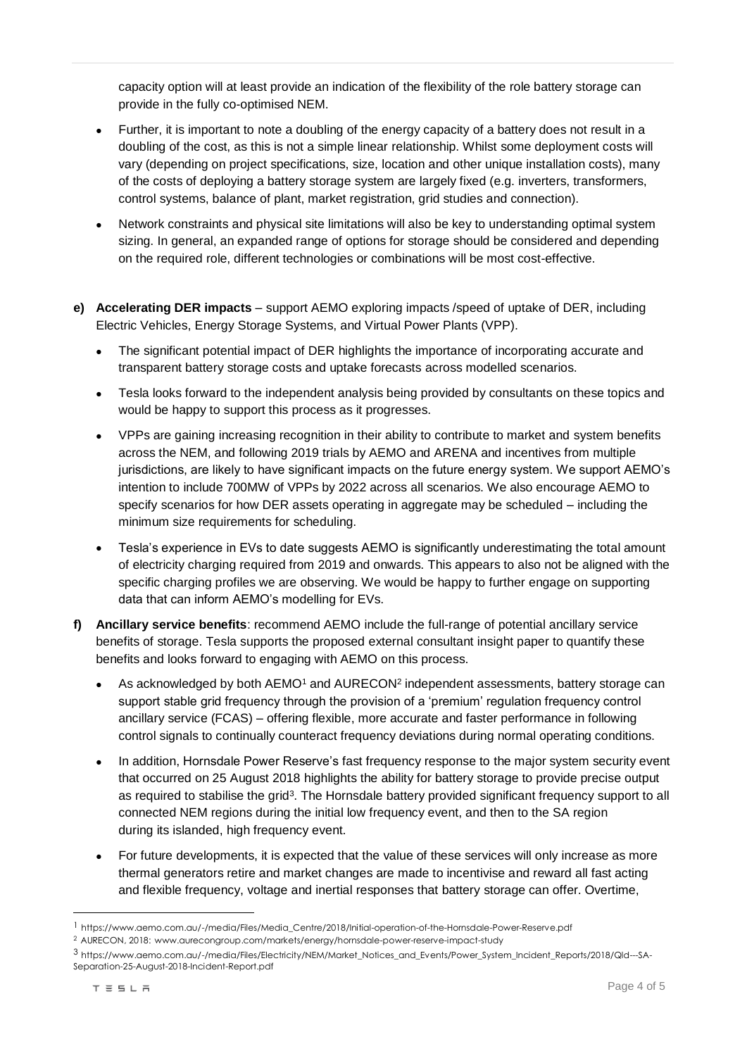capacity option will at least provide an indication of the flexibility of the role battery storage can provide in the fully co-optimised NEM.

- Further, it is important to note a doubling of the energy capacity of a battery does not result in a doubling of the cost, as this is not a simple linear relationship. Whilst some deployment costs will vary (depending on project specifications, size, location and other unique installation costs), many of the costs of deploying a battery storage system are largely fixed (e.g. inverters, transformers, control systems, balance of plant, market registration, grid studies and connection).
- Network constraints and physical site limitations will also be key to understanding optimal system sizing. In general, an expanded range of options for storage should be considered and depending on the required role, different technologies or combinations will be most cost-effective.

**e) Accelerating DER impacts** – support AEMO exploring impacts /speed of uptake of DER, including Electric Vehicles, Energy Storage Systems, and Virtual Power Plants (VPP).

- The significant potential impact of DER highlights the importance of incorporating accurate and transparent battery storage costs and uptake forecasts across modelled scenarios.
- Tesla looks forward to the independent analysis being provided by consultants on these topics and would be happy to support this process as it progresses.
- VPPs are gaining increasing recognition in their ability to contribute to market and system benefits across the NEM, and following 2019 trials by AEMO and ARENA and incentives from multiple jurisdictions, are likely to have significant impacts on the future energy system. We support AEMO's intention to include 700MW of VPPs by 2022 across all scenarios. We also encourage AEMO to specify scenarios for how DER assets operating in aggregate may be scheduled – including the minimum size requirements for scheduling.
- Tesla's experience in EVs to date suggests AEMO is significantly underestimating the total amount of electricity charging required from 2019 and onwards. This appears to also not be aligned with the specific charging profiles we are observing. We would be happy to further engage on supporting data that can inform AEMO's modelling for EVs.

**f) Ancillary service benefits**: recommend AEMO include the full-range of potential ancillary service benefits of storage. Tesla supports the proposed external consultant insight paper to quantify these benefits and looks forward to engaging with AEMO on this process.

- As acknowledged by both AEMO[1] and AURECON[2] independent assessments, battery storage can support stable grid frequency through the provision of a 'premium' regulation frequency control ancillary service (FCAS) – offering flexible, more accurate and faster performance in following control signals to continually counteract frequency deviations during normal operating conditions.
- In addition, Hornsdale Power Reserve's fast frequency response to the major system security event that occurred on 25 August 2018 highlights the ability for battery storage to provide precise output as required to stabilise the grid[3]. The Hornsdale battery provided significant frequency support to all connected NEM regions during the initial low frequency event, and then to the SA region during its islanded, high frequency event.
- For future developments, it is expected that the value of these services will only increase as more thermal generators retire and market changes are made to incentivise and reward all fast acting and flexible frequency, voltage and inertial responses that battery storage can offer. Overtime,

[1] https://www.aemo.com.au/-/media/Files/Media_Centre/2018/Initial-operation-of-the-Hornsdale-Power-Reserve.pdf

[2] AURECON, 2018: www.aurecongroup.com/markets/energy/hornsdale-power-reserve-impact-study

[3] https://www.aemo.com.au/-/media/Files/Electricity/NEM/Market_Notices_and_Events/Power_System_Incident_Reports/2018/Qld---SA-Separation-25-August-2018-Incident-Report.pdf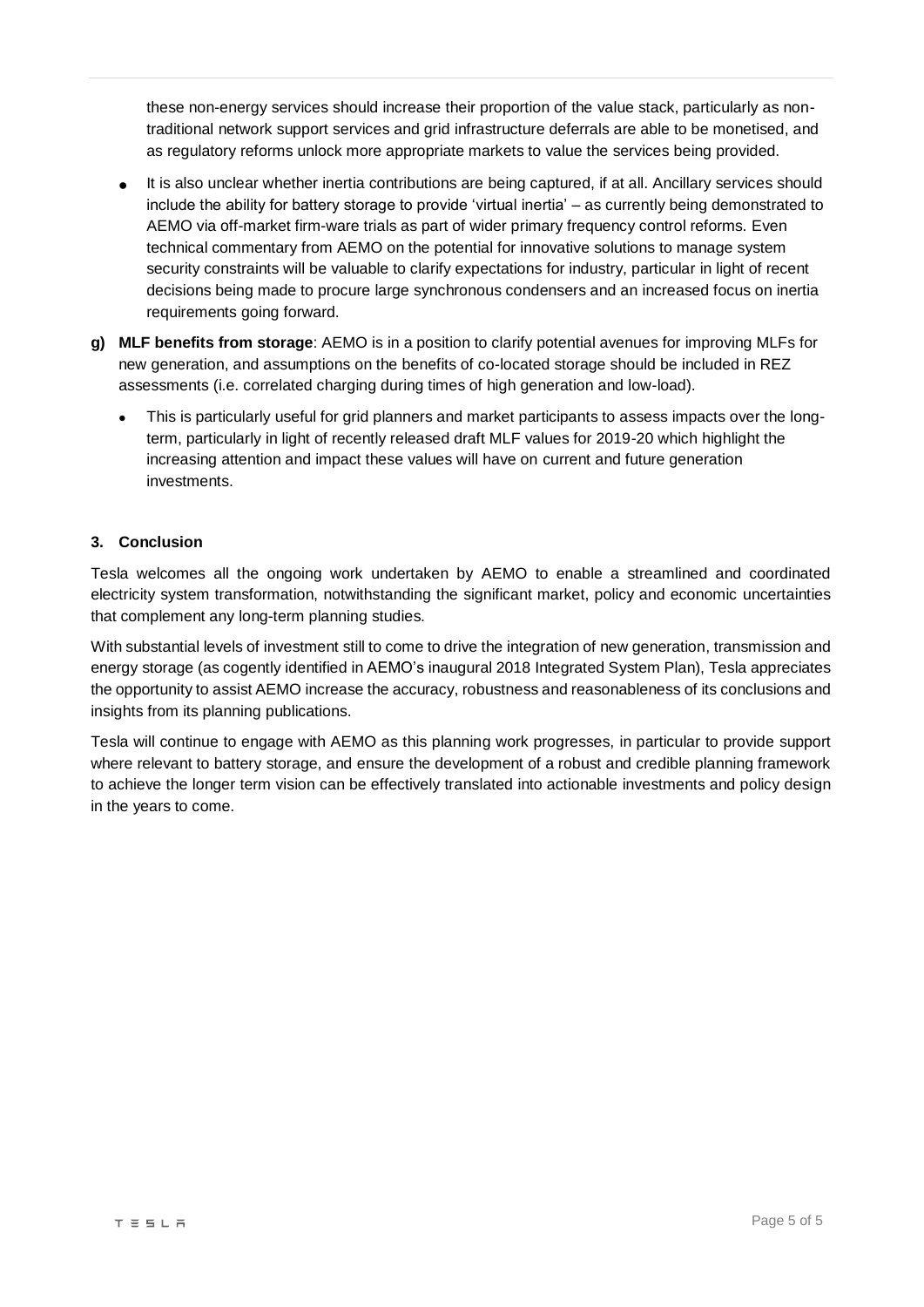these non-energy services should increase their proportion of the value stack, particularly as non-traditional network support services and grid infrastructure deferrals are able to be monetised, and as regulatory reforms unlock more appropriate markets to value the services being provided.

- It is also unclear whether inertia contributions are being captured, if at all. Ancillary services should include the ability for battery storage to provide 'virtual inertia' – as currently being demonstrated to AEMO via off-market firm-ware trials as part of wider primary frequency control reforms. Even technical commentary from AEMO on the potential for innovative solutions to manage system security constraints will be valuable to clarify expectations for industry, particular in light of recent decisions being made to procure large synchronous condensers and an increased focus on inertia requirements going forward.

**g) MLF benefits from storage**: AEMO is in a position to clarify potential avenues for improving MLFs for new generation, and assumptions on the benefits of co-located storage should be included in REZ assessments (i.e. correlated charging during times of high generation and low-load).

- This is particularly useful for grid planners and market participants to assess impacts over the long-term, particularly in light of recently released draft MLF values for 2019-20 which highlight the increasing attention and impact these values will have on current and future generation investments.

### 3. Conclusion

Tesla welcomes all the ongoing work undertaken by AEMO to enable a streamlined and coordinated electricity system transformation, notwithstanding the significant market, policy and economic uncertainties that complement any long-term planning studies.

With substantial levels of investment still to come to drive the integration of new generation, transmission and energy storage (as cogently identified in AEMO's inaugural 2018 Integrated System Plan), Tesla appreciates the opportunity to assist AEMO increase the accuracy, robustness and reasonableness of its conclusions and insights from its planning publications.

Tesla will continue to engage with AEMO as this planning work progresses, in particular to provide support where relevant to battery storage, and ensure the development of a robust and credible planning framework to achieve the longer term vision can be effectively translated into actionable investments and policy design in the years to come.